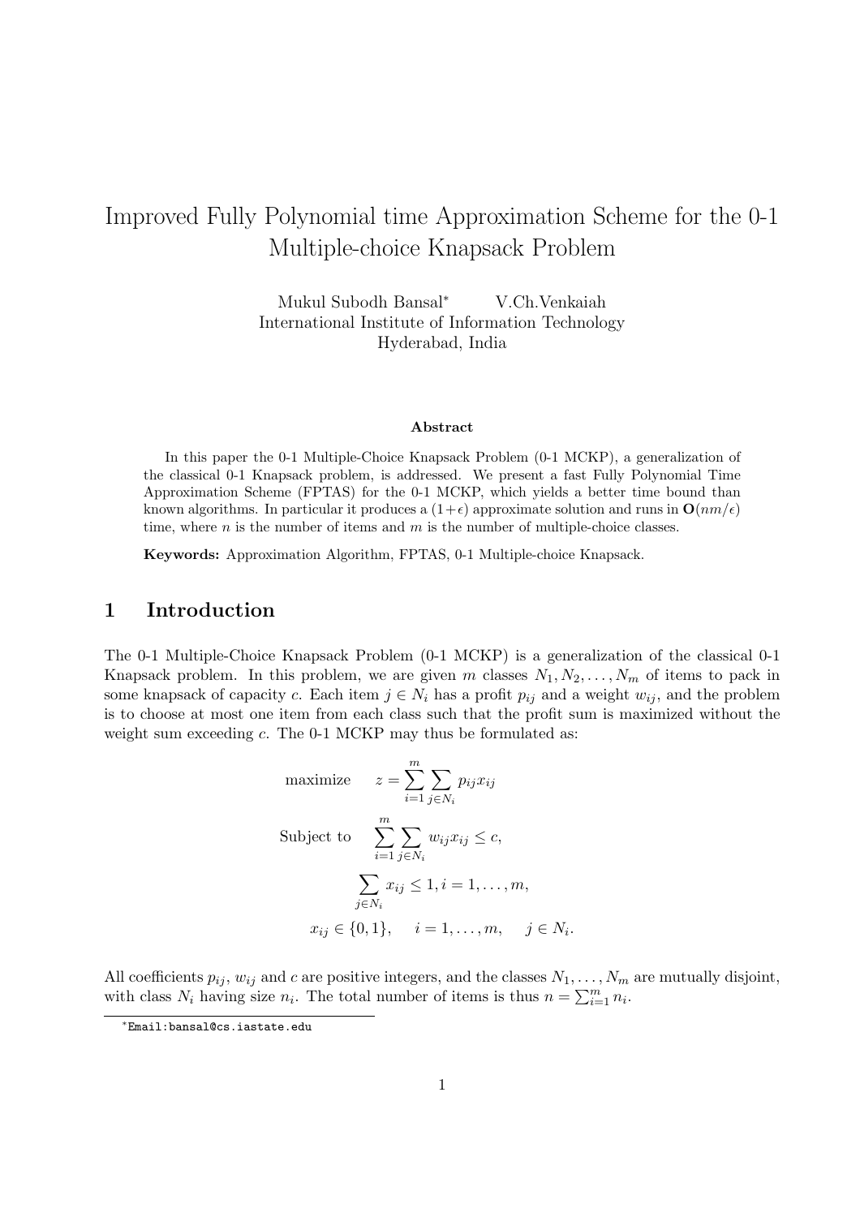# Improved Fully Polynomial time Approximation Scheme for the 0-1 Multiple-choice Knapsack Problem

Mukul Subodh Bansal[*] V.Ch.Venkaiah
International Institute of Information Technology
Hyderabad, India

**Abstract**

In this paper the 0-1 Multiple-Choice Knapsack Problem (0-1 MCKP), a generalization of the classical 0-1 Knapsack problem, is addressed. We present a fast Fully Polynomial Time Approximation Scheme (FPTAS) for the 0-1 MCKP, which yields a better time bound than known algorithms. In particular it produces a $(1+\epsilon)$ approximate solution and runs in $\mathbf{O}(nm/\epsilon)$ time, where $n$ is the number of items and $m$ is the number of multiple-choice classes.

**Keywords:** Approximation Algorithm, FPTAS, 0-1 Multiple-choice Knapsack.

## 1 Introduction

The 0-1 Multiple-Choice Knapsack Problem (0-1 MCKP) is a generalization of the classical 0-1 Knapsack problem. In this problem, we are given $m$ classes $N_1, N_2, \ldots, N_m$ of items to pack in some knapsack of capacity $c$. Each item $j \in N_i$ has a profit $p_{ij}$ and a weight $w_{ij}$, and the problem is to choose at most one item from each class such that the profit sum is maximized without the weight sum exceeding $c$. The 0-1 MCKP may thus be formulated as:

$$\text{maximize} \quad z = \sum_{i=1}^{m} \sum_{j \in N_i} p_{ij} x_{ij}$$

$$\text{Subject to} \quad \sum_{i=1}^{m} \sum_{j \in N_i} w_{ij} x_{ij} \leq c,$$

$$\sum_{j \in N_i} x_{ij} \leq 1, i = 1, \ldots, m,$$

$$x_{ij} \in \{0, 1\}, \quad i = 1, \ldots, m, \quad j \in N_i.$$

All coefficients $p_{ij}$, $w_{ij}$ and $c$ are positive integers, and the classes $N_1, \ldots, N_m$ are mutually disjoint, with class $N_i$ having size $n_i$. The total number of items is thus $n = \sum_{i=1}^{m} n_i$.

[*] Email:bansal@cs.iastate.edu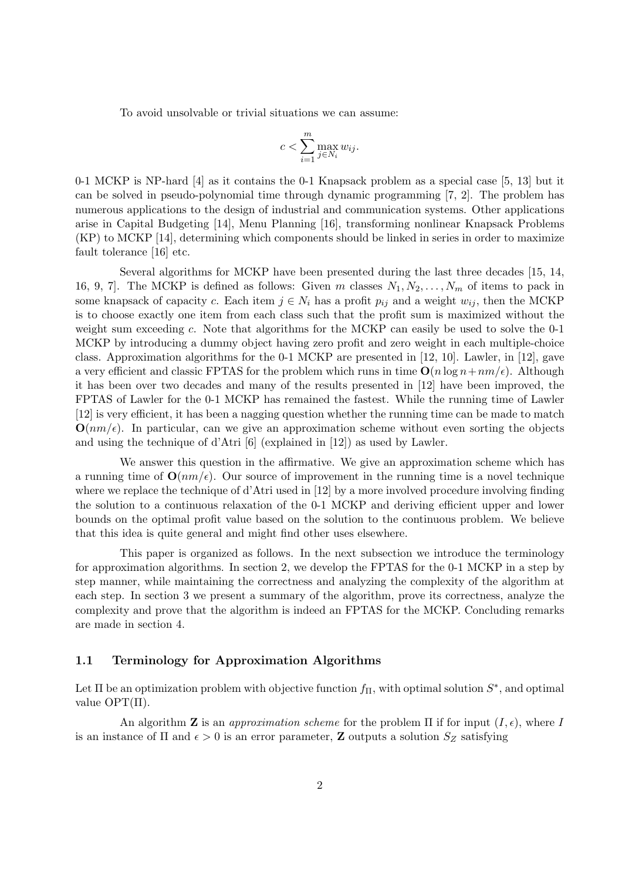To avoid unsolvable or trivial situations we can assume:

$$c < \sum_{i=1}^{m} \max_{j \in N_i} w_{ij}.$$

0-1 MCKP is NP-hard [4] as it contains the 0-1 Knapsack problem as a special case [5, 13] but it can be solved in pseudo-polynomial time through dynamic programming [7, 2]. The problem has numerous applications to the design of industrial and communication systems. Other applications arise in Capital Budgeting [14], Menu Planning [16], transforming nonlinear Knapsack Problems (KP) to MCKP [14], determining which components should be linked in series in order to maximize fault tolerance [16] etc.

Several algorithms for MCKP have been presented during the last three decades [15, 14, 16, 9, 7]. The MCKP is defined as follows: Given $m$ classes $N_1, N_2, \ldots, N_m$ of items to pack in some knapsack of capacity $c$. Each item $j \in N_i$ has a profit $p_{ij}$ and a weight $w_{ij}$, then the MCKP is to choose exactly one item from each class such that the profit sum is maximized without the weight sum exceeding $c$. Note that algorithms for the MCKP can easily be used to solve the 0-1 MCKP by introducing a dummy object having zero profit and zero weight in each multiple-choice class. Approximation algorithms for the 0-1 MCKP are presented in [12, 10]. Lawler, in [12], gave a very efficient and classic FPTAS for the problem which runs in time $\mathbf{O}(n \log n + nm/\epsilon)$. Although it has been over two decades and many of the results presented in [12] have been improved, the FPTAS of Lawler for the 0-1 MCKP has remained the fastest. While the running time of Lawler [12] is very efficient, it has been a nagging question whether the running time can be made to match $\mathbf{O}(nm/\epsilon)$. In particular, can we give an approximation scheme without even sorting the objects and using the technique of d'Atri [6] (explained in [12]) as used by Lawler.

We answer this question in the affirmative. We give an approximation scheme which has a running time of $\mathbf{O}(nm/\epsilon)$. Our source of improvement in the running time is a novel technique where we replace the technique of d'Atri used in [12] by a more involved procedure involving finding the solution to a continuous relaxation of the 0-1 MCKP and deriving efficient upper and lower bounds on the optimal profit value based on the solution to the continuous problem. We believe that this idea is quite general and might find other uses elsewhere.

This paper is organized as follows. In the next subsection we introduce the terminology for approximation algorithms. In section 2, we develop the FPTAS for the 0-1 MCKP in a step by step manner, while maintaining the correctness and analyzing the complexity of the algorithm at each step. In section 3 we present a summary of the algorithm, prove its correctness, analyze the complexity and prove that the algorithm is indeed an FPTAS for the MCKP. Concluding remarks are made in section 4.

### 1.1 Terminology for Approximation Algorithms

Let $\Pi$ be an optimization problem with objective function $f_\Pi$, with optimal solution $S^*$, and optimal value $\mathrm{OPT}(\Pi)$.

An algorithm $\mathbf{Z}$ is an *approximation scheme* for the problem $\Pi$ if for input $(I, \epsilon)$, where $I$ is an instance of $\Pi$ and $\epsilon > 0$ is an error parameter, $\mathbf{Z}$ outputs a solution $S_Z$ satisfying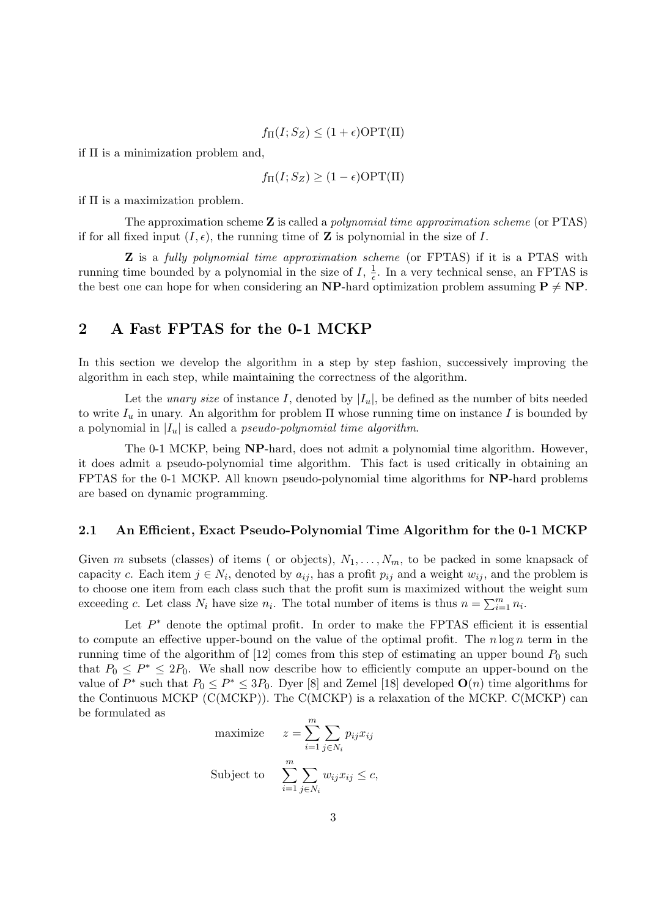$$f_\Pi(I; S_Z) \leq (1+\epsilon)\text{OPT}(\Pi)$$

if $\Pi$ is a minimization problem and,

$$f_\Pi(I; S_Z) \geq (1-\epsilon)\text{OPT}(\Pi)$$

if $\Pi$ is a maximization problem.

The approximation scheme $\mathbf{Z}$ is called a *polynomial time approximation scheme* (or PTAS) if for all fixed input $(I, \epsilon)$, the running time of $\mathbf{Z}$ is polynomial in the size of $I$.

$\mathbf{Z}$ is a *fully polynomial time approximation scheme* (or FPTAS) if it is a PTAS with running time bounded by a polynomial in the size of $I$, $\frac{1}{\epsilon}$. In a very technical sense, an FPTAS is the best one can hope for when considering an **NP**-hard optimization problem assuming **P** $\neq$ **NP**.

## 2 A Fast FPTAS for the 0-1 MCKP

In this section we develop the algorithm in a step by step fashion, successively improving the algorithm in each step, while maintaining the correctness of the algorithm.

Let the *unary size* of instance $I$, denoted by $|I_u|$, be defined as the number of bits needed to write $I_u$ in unary. An algorithm for problem $\Pi$ whose running time on instance $I$ is bounded by a polynomial in $|I_u|$ is called a *pseudo-polynomial time algorithm*.

The 0-1 MCKP, being **NP**-hard, does not admit a polynomial time algorithm. However, it does admit a pseudo-polynomial time algorithm. This fact is used critically in obtaining an FPTAS for the 0-1 MCKP. All known pseudo-polynomial time algorithms for **NP**-hard problems are based on dynamic programming.

### 2.1 An Efficient, Exact Pseudo-Polynomial Time Algorithm for the 0-1 MCKP

Given $m$ subsets (classes) of items ( or objects), $N_1, \ldots, N_m$, to be packed in some knapsack of capacity $c$. Each item $j \in N_i$, denoted by $a_{ij}$, has a profit $p_{ij}$ and a weight $w_{ij}$, and the problem is to choose one item from each class such that the profit sum is maximized without the weight sum exceeding $c$. Let class $N_i$ have size $n_i$. The total number of items is thus $n = \sum_{i=1}^{m} n_i$.

Let $P^*$ denote the optimal profit. In order to make the FPTAS efficient it is essential to compute an effective upper-bound on the value of the optimal profit. The $n \log n$ term in the running time of the algorithm of [12] comes from this step of estimating an upper bound $P_0$ such that $P_0 \leq P^* \leq 2P_0$. We shall now describe how to efficiently compute an upper-bound on the value of $P^*$ such that $P_0 \leq P^* \leq 3P_0$. Dyer [8] and Zemel [18] developed $\mathbf{O}(n)$ time algorithms for the Continuous MCKP (C(MCKP)). The C(MCKP) is a relaxation of the MCKP. C(MCKP) can be formulated as

$$\text{maximize} \quad z = \sum_{i=1}^{m} \sum_{j \in N_i} p_{ij} x_{ij}$$

$$\text{Subject to} \quad \sum_{i=1}^{m} \sum_{j \in N_i} w_{ij} x_{ij} \leq c,$$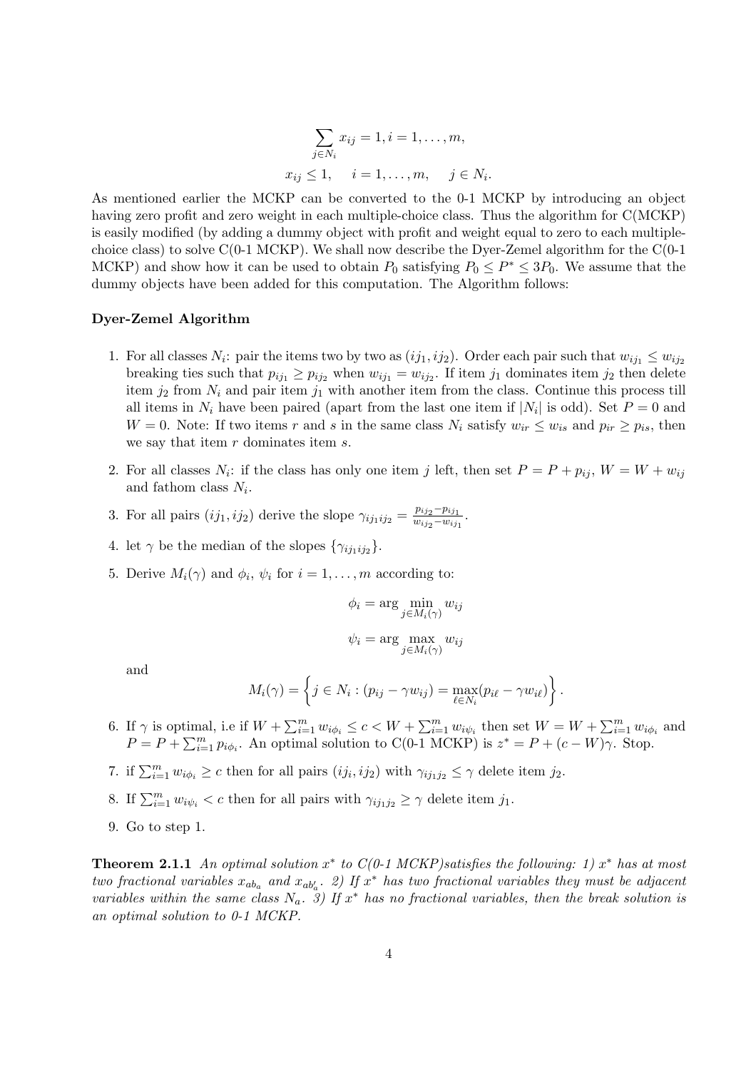$$\sum_{j \in N_i} x_{ij} = 1, i = 1, \ldots, m,$$

$$x_{ij} \leq 1, \quad i = 1, \ldots, m, \quad j \in N_i.$$

As mentioned earlier the MCKP can be converted to the 0-1 MCKP by introducing an object having zero profit and zero weight in each multiple-choice class. Thus the algorithm for C(MCKP) is easily modified (by adding a dummy object with profit and weight equal to zero to each multiple-choice class) to solve C(0-1 MCKP). We shall now describe the Dyer-Zemel algorithm for the C(0-1 MCKP) and show how it can be used to obtain $P_0$ satisfying $P_0 \leq P^* \leq 3P_0$. We assume that the dummy objects have been added for this computation. The Algorithm follows:

**Dyer-Zemel Algorithm**

1. For all classes $N_i$: pair the items two by two as $(ij_1, ij_2)$. Order each pair such that $w_{ij_1} \leq w_{ij_2}$ breaking ties such that $p_{ij_1} \geq p_{ij_2}$ when $w_{ij_1} = w_{ij_2}$. If item $j_1$ dominates item $j_2$ then delete item $j_2$ from $N_i$ and pair item $j_1$ with another item from the class. Continue this process till all items in $N_i$ have been paired (apart from the last one item if $|N_i|$ is odd). Set $P = 0$ and $W = 0$. Note: If two items $r$ and $s$ in the same class $N_i$ satisfy $w_{ir} \leq w_{is}$ and $p_{ir} \geq p_{is}$, then we say that item $r$ dominates item $s$.

2. For all classes $N_i$: if the class has only one item $j$ left, then set $P = P + p_{ij}$, $W = W + w_{ij}$ and fathom class $N_i$.

3. For all pairs $(ij_1, ij_2)$ derive the slope $\gamma_{ij_1ij_2} = \frac{p_{ij_2} - p_{ij_1}}{w_{ij_2} - w_{ij_1}}$.

4. let $\gamma$ be the median of the slopes $\{\gamma_{ij_1ij_2}\}$.

5. Derive $M_i(\gamma)$ and $\phi_i$, $\psi_i$ for $i = 1, \ldots, m$ according to:

$$\phi_i = \arg \min_{j \in M_i(\gamma)} w_{ij}$$

$$\psi_i = \arg \max_{j \in M_i(\gamma)} w_{ij}$$

   and

$$M_i(\gamma) = \left\{ j \in N_i : (p_{ij} - \gamma w_{ij}) = \max_{\ell \in N_i} (p_{i\ell} - \gamma w_{i\ell}) \right\}.$$

6. If $\gamma$ is optimal, i.e if $W + \sum_{i=1}^{m} w_{i\phi_i} \leq c < W + \sum_{i=1}^{m} w_{i\psi_i}$ then set $W = W + \sum_{i=1}^{m} w_{i\phi_i}$ and $P = P + \sum_{i=1}^{m} p_{i\phi_i}$. An optimal solution to C(0-1 MCKP) is $z^* = P + (c - W)\gamma$. Stop.

7. if $\sum_{i=1}^{m} w_{i\phi_i} \geq c$ then for all pairs $(ij_i, ij_2)$ with $\gamma_{ij_1j_2} \leq \gamma$ delete item $j_2$.

8. If $\sum_{i=1}^{m} w_{i\psi_i} < c$ then for all pairs with $\gamma_{ij_1j_2} \geq \gamma$ delete item $j_1$.

9. Go to step 1.

**Theorem 2.1.1** *An optimal solution $x^*$ to C(0-1 MCKP)satisfies the following: 1) $x^*$ has at most two fractional variables $x_{ab_a}$ and $x_{ab'_a}$. 2) If $x^*$ has two fractional variables they must be adjacent variables within the same class $N_a$. 3) If $x^*$ has no fractional variables, then the break solution is an optimal solution to 0-1 MCKP.*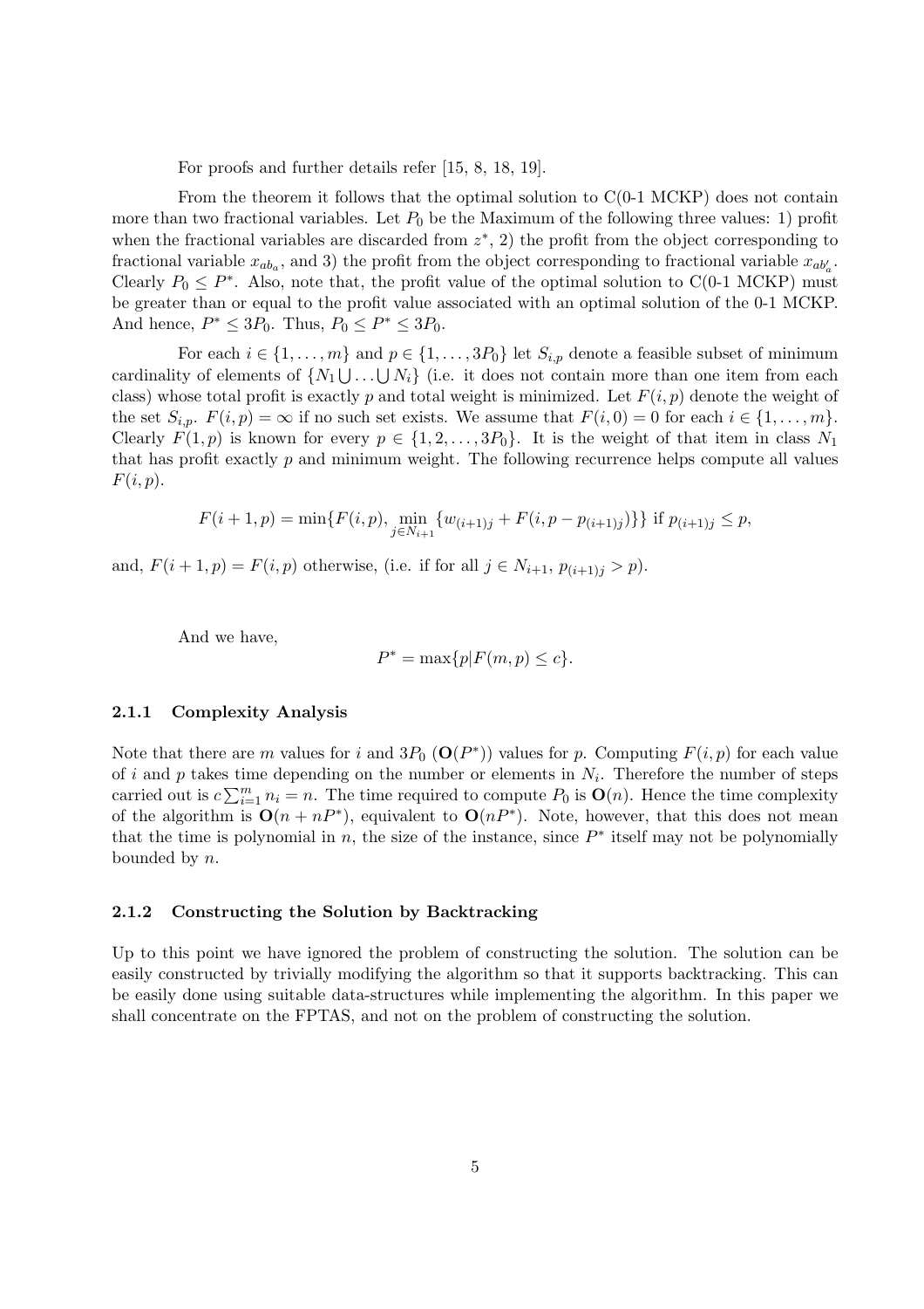For proofs and further details refer [15, 8, 18, 19].

From the theorem it follows that the optimal solution to C(0-1 MCKP) does not contain more than two fractional variables. Let $P_0$ be the Maximum of the following three values: 1) profit when the fractional variables are discarded from $z^*$, 2) the profit from the object corresponding to fractional variable $x_{ab_a}$, and 3) the profit from the object corresponding to fractional variable $x_{ab'_a}$. Clearly $P_0 \leq P^*$. Also, note that, the profit value of the optimal solution to C(0-1 MCKP) must be greater than or equal to the profit value associated with an optimal solution of the 0-1 MCKP. And hence, $P^* \leq 3P_0$. Thus, $P_0 \leq P^* \leq 3P_0$.

For each $i \in \{1, \ldots, m\}$ and $p \in \{1, \ldots, 3P_0\}$ let $S_{i,p}$ denote a feasible subset of minimum cardinality of elements of $\{N_1 \bigcup \ldots \bigcup N_i\}$ (i.e. it does not contain more than one item from each class) whose total profit is exactly $p$ and total weight is minimized. Let $F(i, p)$ denote the weight of the set $S_{i,p}$. $F(i, p) = \infty$ if no such set exists. We assume that $F(i, 0) = 0$ for each $i \in \{1, \ldots, m\}$. Clearly $F(1, p)$ is known for every $p \in \{1, 2, \ldots, 3P_0\}$. It is the weight of that item in class $N_1$ that has profit exactly $p$ and minimum weight. The following recurrence helps compute all values $F(i, p)$.

$$F(i + 1, p) = \min\{F(i, p), \min_{j \in N_{i+1}} \{w_{(i+1)j} + F(i, p - p_{(i+1)j})\}\} \text{ if } p_{(i+1)j} \leq p,$$

and, $F(i + 1, p) = F(i, p)$ otherwise, (i.e. if for all $j \in N_{i+1}$, $p_{(i+1)j} > p$).

And we have,

$$P^* = \max\{p | F(m, p) \leq c\}.$$

### 2.1.1 Complexity Analysis

Note that there are $m$ values for $i$ and $3P_0$ ($\mathbf{O}(P^*)$) values for $p$. Computing $F(i, p)$ for each value of $i$ and $p$ takes time depending on the number or elements in $N_i$. Therefore the number of steps carried out is $c \sum_{i=1}^{m} n_i = n$. The time required to compute $P_0$ is $\mathbf{O}(n)$. Hence the time complexity of the algorithm is $\mathbf{O}(n + nP^*)$, equivalent to $\mathbf{O}(nP^*)$. Note, however, that this does not mean that the time is polynomial in $n$, the size of the instance, since $P^*$ itself may not be polynomially bounded by $n$.

### 2.1.2 Constructing the Solution by Backtracking

Up to this point we have ignored the problem of constructing the solution. The solution can be easily constructed by trivially modifying the algorithm so that it supports backtracking. This can be easily done using suitable data-structures while implementing the algorithm. In this paper we shall concentrate on the FPTAS, and not on the problem of constructing the solution.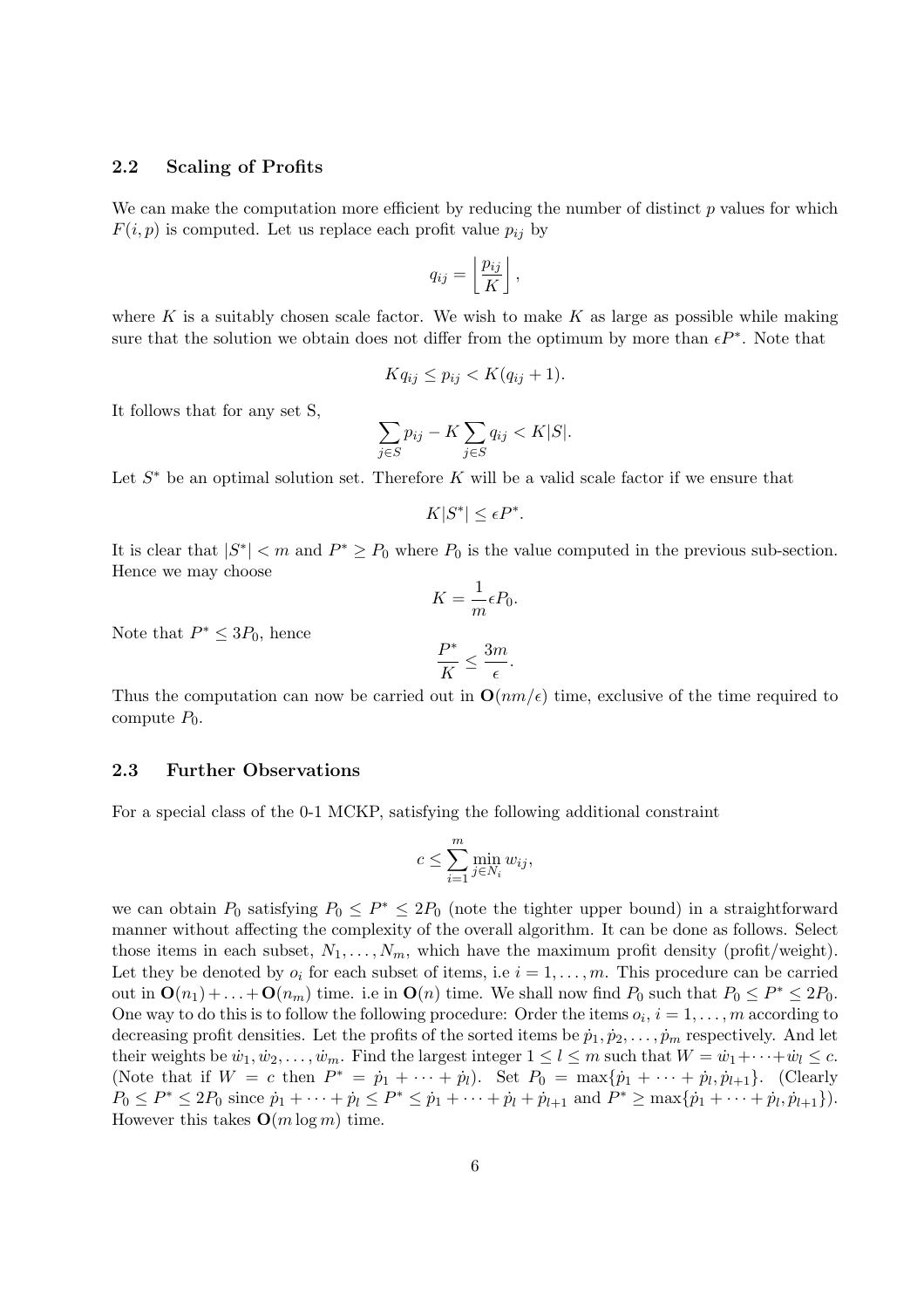### 2.2 Scaling of Profits

We can make the computation more efficient by reducing the number of distinct $p$ values for which $F(i, p)$ is computed. Let us replace each profit value $p_{ij}$ by

$$q_{ij} = \left\lfloor \frac{p_{ij}}{K} \right\rfloor,$$

where $K$ is a suitably chosen scale factor. We wish to make $K$ as large as possible while making sure that the solution we obtain does not differ from the optimum by more than $\epsilon P^*$. Note that

$$Kq_{ij} \leq p_{ij} < K(q_{ij} + 1).$$

It follows that for any set S,

$$\sum_{j \in S} p_{ij} - K \sum_{j \in S} q_{ij} < K|S|.$$

Let $S^*$ be an optimal solution set. Therefore $K$ will be a valid scale factor if we ensure that

$$K|S^*| \leq \epsilon P^*.$$

It is clear that $|S^*| < m$ and $P^* \geq P_0$ where $P_0$ is the value computed in the previous sub-section. Hence we may choose

$$K = \frac{1}{m} \epsilon P_0.$$

Note that $P^* \leq 3P_0$, hence

$$\frac{P^*}{K} \leq \frac{3m}{\epsilon}.$$

Thus the computation can now be carried out in $\mathbf{O}(nm/\epsilon)$ time, exclusive of the time required to compute $P_0$.

### 2.3 Further Observations

For a special class of the 0-1 MCKP, satisfying the following additional constraint

$$c \leq \sum_{i=1}^{m} \min_{j \in N_i} w_{ij},$$

we can obtain $P_0$ satisfying $P_0 \leq P^* \leq 2P_0$ (note the tighter upper bound) in a straightforward manner without affecting the complexity of the overall algorithm. It can be done as follows. Select those items in each subset, $N_1, \ldots, N_m$, which have the maximum profit density (profit/weight). Let they be denoted by $o_i$ for each subset of items, i.e $i = 1, \ldots, m$. This procedure can be carried out in $\mathbf{O}(n_1) + \ldots + \mathbf{O}(n_m)$ time. i.e in $\mathbf{O}(n)$ time. We shall now find $P_0$ such that $P_0 \leq P^* \leq 2P_0$. One way to do this is to follow the following procedure: Order the items $o_i$, $i = 1, \ldots, m$ according to decreasing profit densities. Let the profits of the sorted items be $\dot{p}_1, \dot{p}_2, \ldots, \dot{p}_m$ respectively. And let their weights be $\dot{w}_1, \dot{w}_2, \ldots, \dot{w}_m$. Find the largest integer $1 \leq l \leq m$ such that $W = \dot{w}_1 + \cdots + \dot{w}_l \leq c$. (Note that if $W = c$ then $P^* = \dot{p}_1 + \cdots + \dot{p}_l$). Set $P_0 = \max\{\dot{p}_1 + \cdots + \dot{p}_l, \dot{p}_{l+1}\}$. (Clearly $P_0 \leq P^* \leq 2P_0$ since $\dot{p}_1 + \cdots + \dot{p}_l \leq P^* \leq \dot{p}_1 + \cdots + \dot{p}_l + \dot{p}_{l+1}$ and $P^* \geq \max\{\dot{p}_1 + \cdots + \dot{p}_l, \dot{p}_{l+1}\}$). However this takes $\mathbf{O}(m \log m)$ time.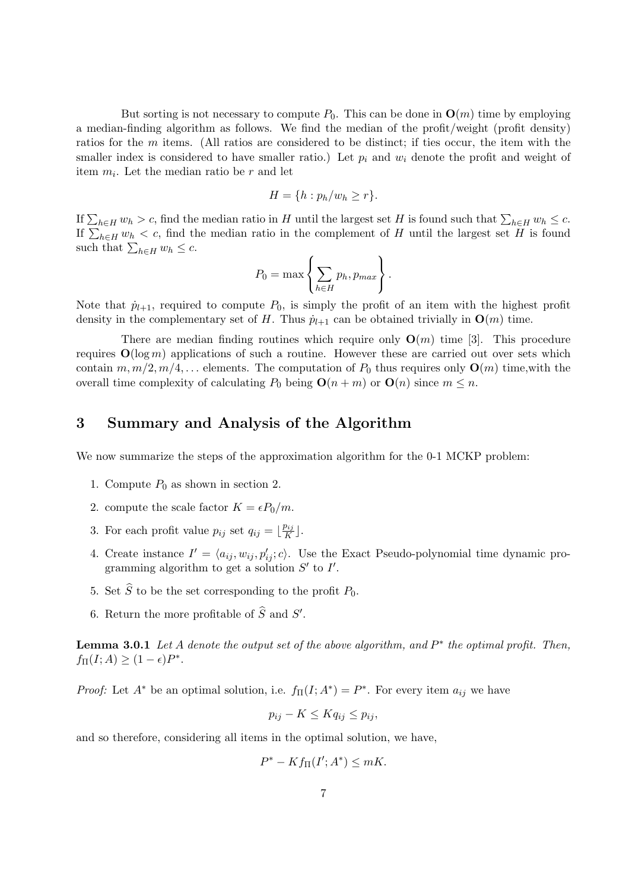But sorting is not necessary to compute $P_0$. This can be done in $\mathbf{O}(m)$ time by employing a median-finding algorithm as follows. We find the median of the profit/weight (profit density) ratios for the $m$ items. (All ratios are considered to be distinct; if ties occur, the item with the smaller index is considered to have smaller ratio.) Let $p_i$ and $w_i$ denote the profit and weight of item $m_i$. Let the median ratio be $r$ and let

$$H = \{h : p_h/w_h \geq r\}.$$

If $\sum_{h \in H} w_h > c$, find the median ratio in $H$ until the largest set $H$ is found such that $\sum_{h \in H} w_h \leq c$. If $\sum_{h \in H} w_h < c$, find the median ratio in the complement of $H$ until the largest set $H$ is found such that $\sum_{h \in H} w_h \leq c$.

$$P_0 = \max \left\{ \sum_{h \in H} p_h, p_{max} \right\}.$$

Note that $\dot{p}_{l+1}$, required to compute $P_0$, is simply the profit of an item with the highest profit density in the complementary set of $H$. Thus $\dot{p}_{l+1}$ can be obtained trivially in $\mathbf{O}(m)$ time.

There are median finding routines which require only $\mathbf{O}(m)$ time [3]. This procedure requires $\mathbf{O}(\log m)$ applications of such a routine. However these are carried out over sets which contain $m, m/2, m/4, \ldots$ elements. The computation of $P_0$ thus requires only $\mathbf{O}(m)$ time,with the overall time complexity of calculating $P_0$ being $\mathbf{O}(n+m)$ or $\mathbf{O}(n)$ since $m \leq n$.

## 3 Summary and Analysis of the Algorithm

We now summarize the steps of the approximation algorithm for the 0-1 MCKP problem:

1. Compute $P_0$ as shown in section 2.
2. compute the scale factor $K = \epsilon P_0/m$.
3. For each profit value $p_{ij}$ set $q_{ij} = \lfloor \frac{p_{ij}}{K} \rfloor$.
4. Create instance $I' = \langle a_{ij}, w_{ij}, p'_{ij}; c \rangle$. Use the Exact Pseudo-polynomial time dynamic programming algorithm to get a solution $S'$ to $I'$.
5. Set $\widehat{S}$ to be the set corresponding to the profit $P_0$.
6. Return the more profitable of $\widehat{S}$ and $S'$.

**Lemma 3.0.1** *Let $A$ denote the output set of the above algorithm, and $P^*$ the optimal profit. Then, $f_\Pi(I; A) \geq (1-\epsilon)P^*$.*

*Proof:* Let $A^*$ be an optimal solution, i.e. $f_\Pi(I; A^*) = P^*$. For every item $a_{ij}$ we have

$$p_{ij} - K \leq Kq_{ij} \leq p_{ij},$$

and so therefore, considering all items in the optimal solution, we have,

$$P^* - Kf_\Pi(I'; A^*) \leq mK.$$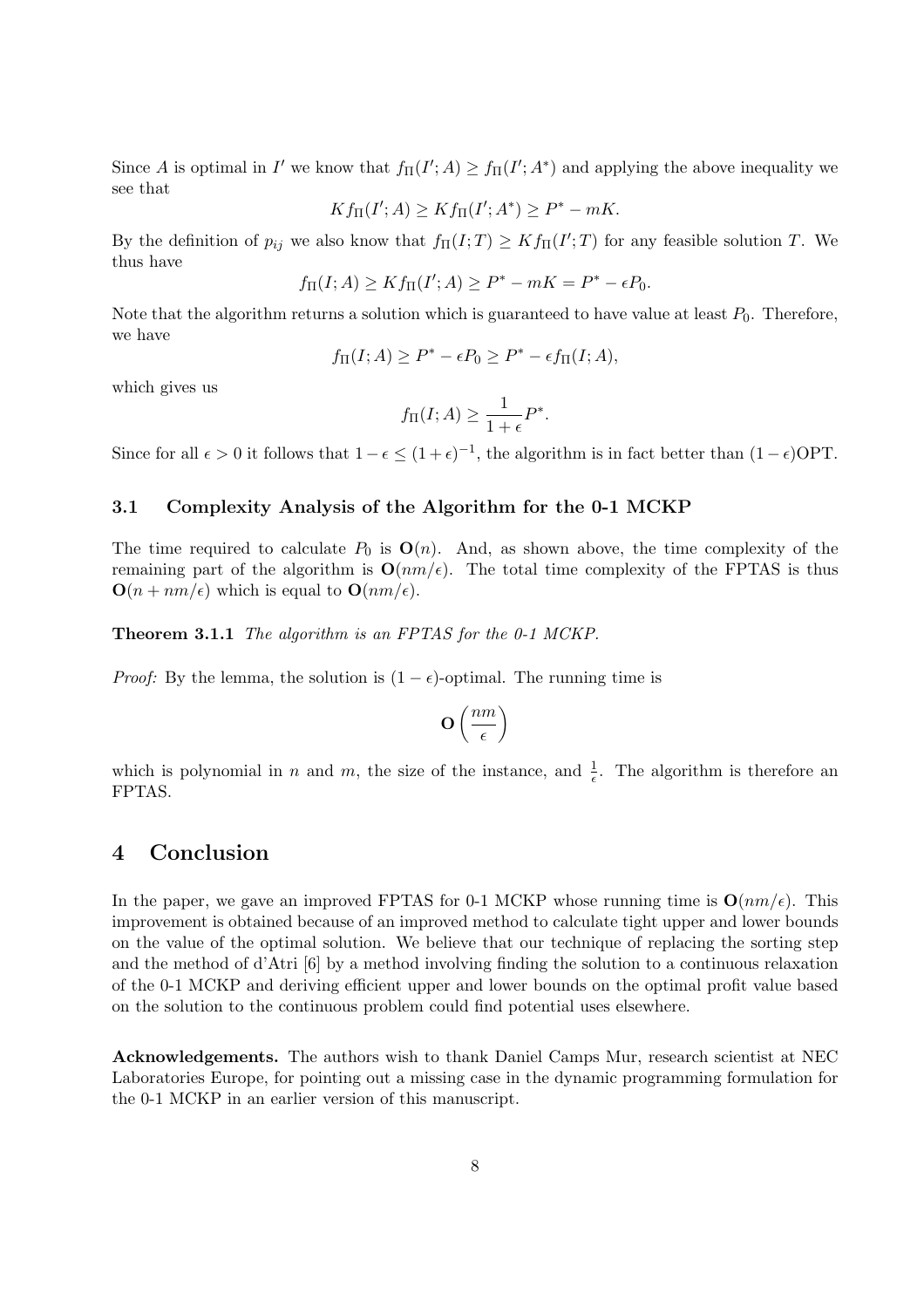Since $A$ is optimal in $I'$ we know that $f_\Pi(I'; A) \geq f_\Pi(I'; A^*)$ and applying the above inequality we see that

$$K f_\Pi(I'; A) \geq K f_\Pi(I'; A^*) \geq P^* - mK.$$

By the definition of $p_{ij}$ we also know that $f_\Pi(I; T) \geq K f_\Pi(I'; T)$ for any feasible solution $T$. We thus have

$$f_\Pi(I; A) \geq K f_\Pi(I'; A) \geq P^* - mK = P^* - \epsilon P_0.$$

Note that the algorithm returns a solution which is guaranteed to have value at least $P_0$. Therefore, we have

$$f_\Pi(I; A) \geq P^* - \epsilon P_0 \geq P^* - \epsilon f_\Pi(I; A),$$

which gives us

$$f_\Pi(I; A) \geq \frac{1}{1+\epsilon} P^*.$$

Since for all $\epsilon > 0$ it follows that $1 - \epsilon \leq (1+\epsilon)^{-1}$, the algorithm is in fact better than $(1-\epsilon)$OPT.

### 3.1 Complexity Analysis of the Algorithm for the 0-1 MCKP

The time required to calculate $P_0$ is $\mathbf{O}(n)$. And, as shown above, the time complexity of the remaining part of the algorithm is $\mathbf{O}(nm/\epsilon)$. The total time complexity of the FPTAS is thus $\mathbf{O}(n + nm/\epsilon)$ which is equal to $\mathbf{O}(nm/\epsilon)$.

**Theorem 3.1.1** *The algorithm is an FPTAS for the 0-1 MCKP.*

*Proof:* By the lemma, the solution is $(1-\epsilon)$-optimal. The running time is

$$\mathbf{O}\left(\frac{nm}{\epsilon}\right)$$

which is polynomial in $n$ and $m$, the size of the instance, and $\frac{1}{\epsilon}$. The algorithm is therefore an FPTAS.

## 4 Conclusion

In the paper, we gave an improved FPTAS for 0-1 MCKP whose running time is $\mathbf{O}(nm/\epsilon)$. This improvement is obtained because of an improved method to calculate tight upper and lower bounds on the value of the optimal solution. We believe that our technique of replacing the sorting step and the method of d'Atri [6] by a method involving finding the solution to a continuous relaxation of the 0-1 MCKP and deriving efficient upper and lower bounds on the optimal profit value based on the solution to the continuous problem could find potential uses elsewhere.

**Acknowledgements.** The authors wish to thank Daniel Camps Mur, research scientist at NEC Laboratories Europe, for pointing out a missing case in the dynamic programming formulation for the 0-1 MCKP in an earlier version of this manuscript.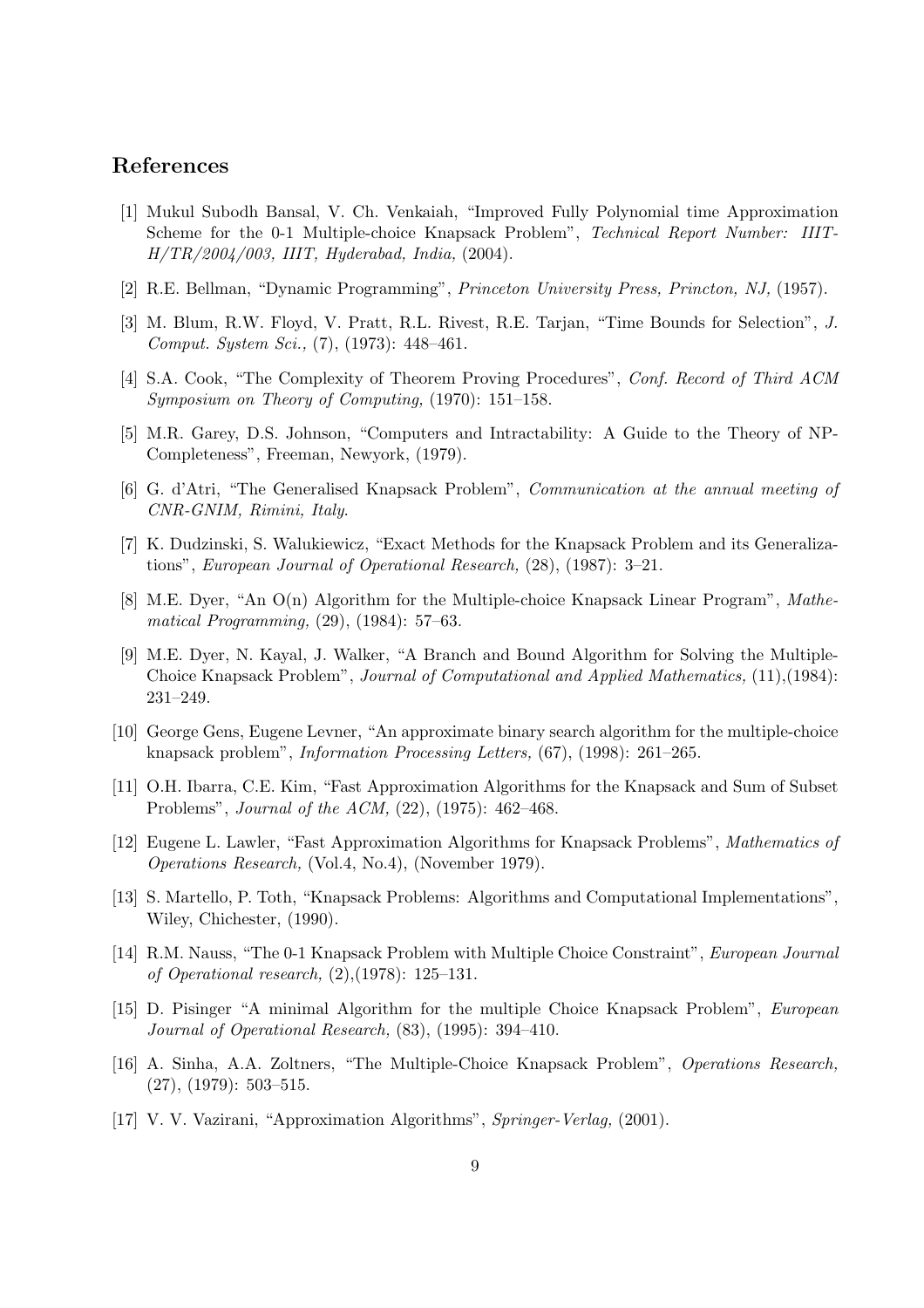## References

[1] Mukul Subodh Bansal, V. Ch. Venkaiah, "Improved Fully Polynomial time Approximation Scheme for the 0-1 Multiple-choice Knapsack Problem", *Technical Report Number: IIIT-H/TR/2004/003, IIIT, Hyderabad, India,* (2004).

[2] R.E. Bellman, "Dynamic Programming", *Princeton University Press, Princton, NJ,* (1957).

[3] M. Blum, R.W. Floyd, V. Pratt, R.L. Rivest, R.E. Tarjan, "Time Bounds for Selection", *J. Comput. System Sci.,* (7), (1973): 448–461.

[4] S.A. Cook, "The Complexity of Theorem Proving Procedures", *Conf. Record of Third ACM Symposium on Theory of Computing,* (1970): 151–158.

[5] M.R. Garey, D.S. Johnson, "Computers and Intractability: A Guide to the Theory of NP-Completeness", Freeman, Newyork, (1979).

[6] G. d'Atri, "The Generalised Knapsack Problem", *Communication at the annual meeting of CNR-GNIM, Rimini, Italy.*

[7] K. Dudzinski, S. Walukiewicz, "Exact Methods for the Knapsack Problem and its Generalizations", *European Journal of Operational Research,* (28), (1987): 3–21.

[8] M.E. Dyer, "An O(n) Algorithm for the Multiple-choice Knapsack Linear Program", *Mathematical Programming,* (29), (1984): 57–63.

[9] M.E. Dyer, N. Kayal, J. Walker, "A Branch and Bound Algorithm for Solving the Multiple-Choice Knapsack Problem", *Journal of Computational and Applied Mathematics,* (11),(1984): 231–249.

[10] George Gens, Eugene Levner, "An approximate binary search algorithm for the multiple-choice knapsack problem", *Information Processing Letters,* (67), (1998): 261–265.

[11] O.H. Ibarra, C.E. Kim, "Fast Approximation Algorithms for the Knapsack and Sum of Subset Problems", *Journal of the ACM,* (22), (1975): 462–468.

[12] Eugene L. Lawler, "Fast Approximation Algorithms for Knapsack Problems", *Mathematics of Operations Research,* (Vol.4, No.4), (November 1979).

[13] S. Martello, P. Toth, "Knapsack Problems: Algorithms and Computational Implementations", Wiley, Chichester, (1990).

[14] R.M. Nauss, "The 0-1 Knapsack Problem with Multiple Choice Constraint", *European Journal of Operational research,* (2),(1978): 125–131.

[15] D. Pisinger "A minimal Algorithm for the multiple Choice Knapsack Problem", *European Journal of Operational Research,* (83), (1995): 394–410.

[16] A. Sinha, A.A. Zoltners, "The Multiple-Choice Knapsack Problem", *Operations Research,* (27), (1979): 503–515.

[17] V. V. Vazirani, "Approximation Algorithms", *Springer-Verlag,* (2001).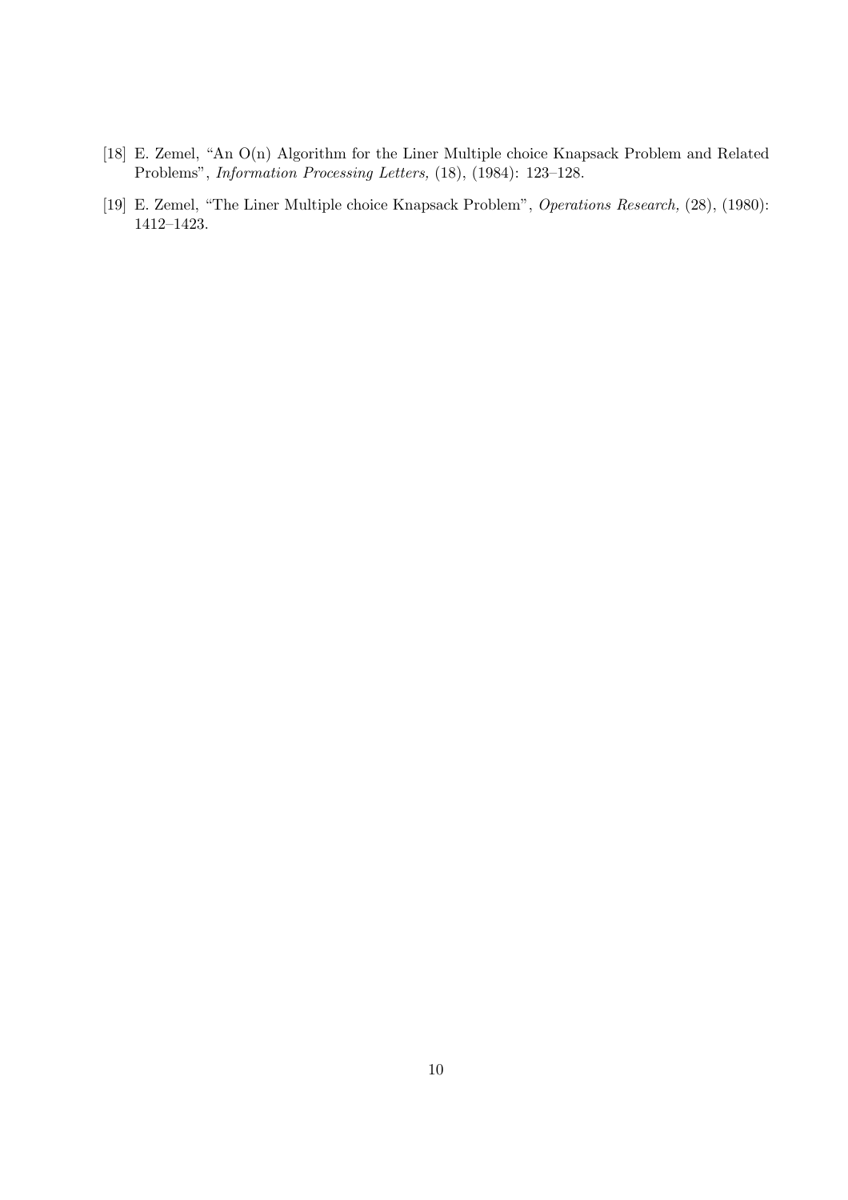[18] E. Zemel, "An O(n) Algorithm for the Liner Multiple choice Knapsack Problem and Related Problems", *Information Processing Letters,* (18), (1984): 123–128.

[19] E. Zemel, "The Liner Multiple choice Knapsack Problem", *Operations Research,* (28), (1980): 1412–1423.